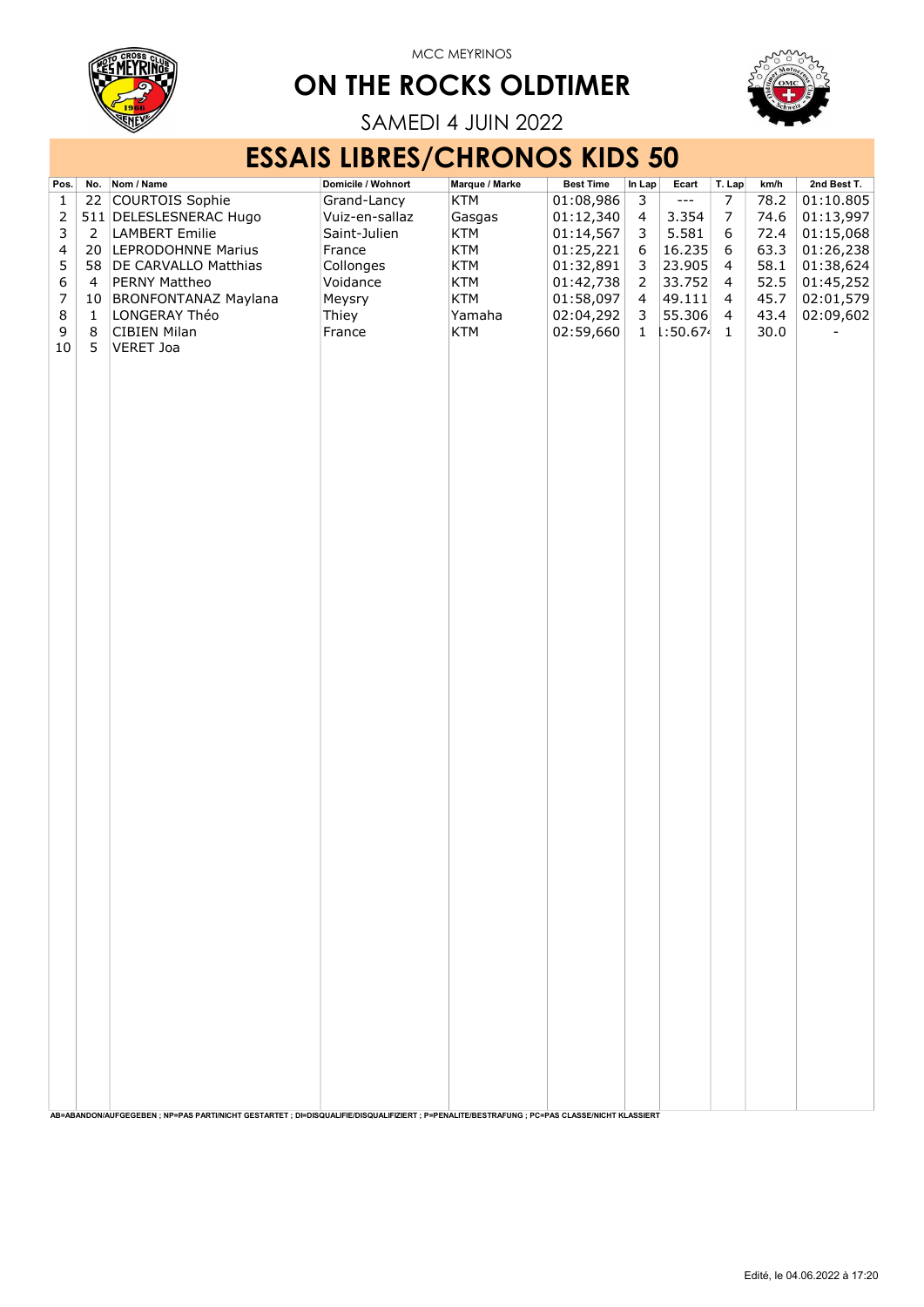MCC MEYRINOS

# ON THE ROCKS OLDTIMER

SAMEDI 4 JUIN 2022

## ESSAIS LIBRES/CHRONOS KIDS 50

| Pos. | No. | Nom / Name | Domicile / Wohnort | Marque / Marke | Best Time | In Lap | Ecart | T. Lap | km/h | 2nd Best T. |
|---|---|---|---|---|---|---|---|---|---|---|
| 1 | 22 | COURTOIS Sophie | Grand-Lancy | KTM | 01:08,986 | 3 | --- | 7 | 78.2 | 01:10.805 |
| 2 | 511 | DELESLESNERAC Hugo | Vuiz-en-sallaz | Gasgas | 01:12,340 | 4 | 3.354 | 7 | 74.6 | 01:13,997 |
| 3 | 2 | LAMBERT Emilie | Saint-Julien | KTM | 01:14,567 | 3 | 5.581 | 6 | 72.4 | 01:15,068 |
| 4 | 20 | LEPRODOHNNE Marius | France | KTM | 01:25,221 | 6 | 16.235 | 6 | 63.3 | 01:26,238 |
| 5 | 58 | DE CARVALLO Matthias | Collonges | KTM | 01:32,891 | 3 | 23.905 | 4 | 58.1 | 01:38,624 |
| 6 | 4 | PERNY Mattheo | Voidance | KTM | 01:42,738 | 2 | 33.752 | 4 | 52.5 | 01:45,252 |
| 7 | 10 | BRONFONTANAZ Maylana | Meysry | KTM | 01:58,097 | 4 | 49.111 | 4 | 45.7 | 02:01,579 |
| 8 | 1 | LONGERAY Théo | Thiey | Yamaha | 02:04,292 | 3 | 55.306 | 4 | 43.4 | 02:09,602 |
| 9 | 8 | CIBIEN Milan | France | KTM | 02:59,660 | 1 | 1:50.674 | 1 | 30.0 | - |
| 10 | 5 | VERET Joa | | | | | | | | |

AB=ABANDON/AUFGEGEBEN ; NP=PAS PARTI/NICHT GESTARTET ; DI=DISQUALIFIE/DISQUALIFIZIERT ; P=PENALITE/BESTRAFUNG ; PC=PAS CLASSE/NICHT KLASSIERT

Edité, le 04.06.2022 à 17:20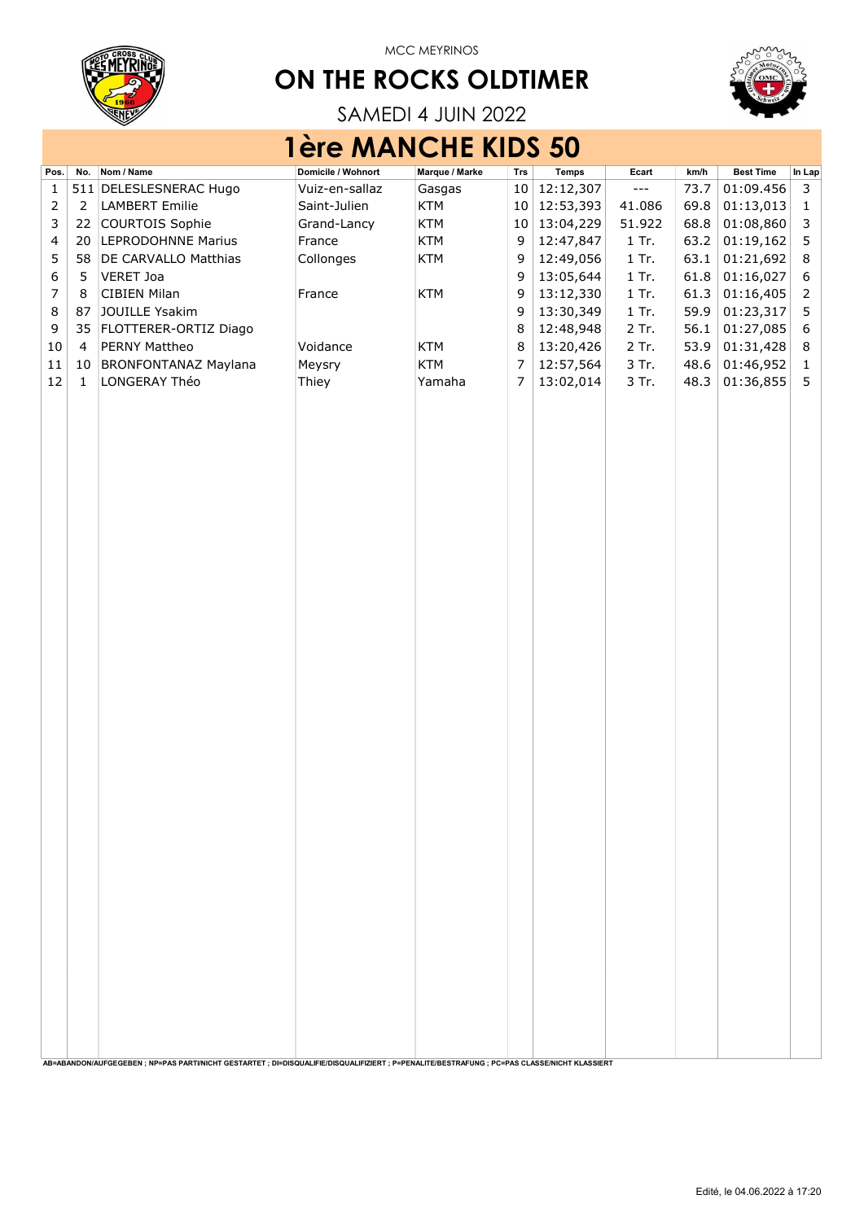MCC MEYRINOS

# ON THE ROCKS OLDTIMER

SAMEDI 4 JUIN 2022

## 1ère MANCHE KIDS 50

| Pos. | No. | Nom / Name | Domicile / Wohnort | Marque / Marke | Trs | Temps | Ecart | km/h | Best Time | In Lap |
|---|---|---|---|---|---|---|---|---|---|---|
| 1 | 511 | DELESLESNERAC Hugo | Vuiz-en-sallaz | Gasgas | 10 | 12:12,307 | --- | 73.7 | 01:09.456 | 3 |
| 2 | 2 | LAMBERT Emilie | Saint-Julien | KTM | 10 | 12:53,393 | 41.086 | 69.8 | 01:13,013 | 1 |
| 3 | 22 | COURTOIS Sophie | Grand-Lancy | KTM | 10 | 13:04,229 | 51.922 | 68.8 | 01:08,860 | 3 |
| 4 | 20 | LEPRODOHNNE Marius | France | KTM | 9 | 12:47,847 | 1 Tr. | 63.2 | 01:19,162 | 5 |
| 5 | 58 | DE CARVALLO Matthias | Collonges | KTM | 9 | 12:49,056 | 1 Tr. | 63.1 | 01:21,692 | 8 |
| 6 | 5 | VERET Joa | | | 9 | 13:05,644 | 1 Tr. | 61.8 | 01:16,027 | 6 |
| 7 | 8 | CIBIEN Milan | France | KTM | 9 | 13:12,330 | 1 Tr. | 61.3 | 01:16,405 | 2 |
| 8 | 87 | JOUILLE Ysakim | | | 9 | 13:30,349 | 1 Tr. | 59.9 | 01:23,317 | 5 |
| 9 | 35 | FLOTTERER-ORTIZ Diago | | | 8 | 12:48,948 | 2 Tr. | 56.1 | 01:27,085 | 6 |
| 10 | 4 | PERNY Mattheo | Voidance | KTM | 8 | 13:20,426 | 2 Tr. | 53.9 | 01:31,428 | 8 |
| 11 | 10 | BRONFONTANAZ Maylana | Meysry | KTM | 7 | 12:57,564 | 3 Tr. | 48.6 | 01:46,952 | 1 |
| 12 | 1 | LONGERAY Théo | Thiey | Yamaha | 7 | 13:02,014 | 3 Tr. | 48.3 | 01:36,855 | 5 |

AB=ABANDON/AUFGEGEBEN ; NP=PAS PARTI/NICHT GESTARTET ; DI=DISQUALIFIE/DISQUALIFIZIERT ; P=PENALITE/BESTRAFUNG ; PC=PAS CLASSE/NICHT KLASSIERT

Edité, le 04.06.2022 à 17:20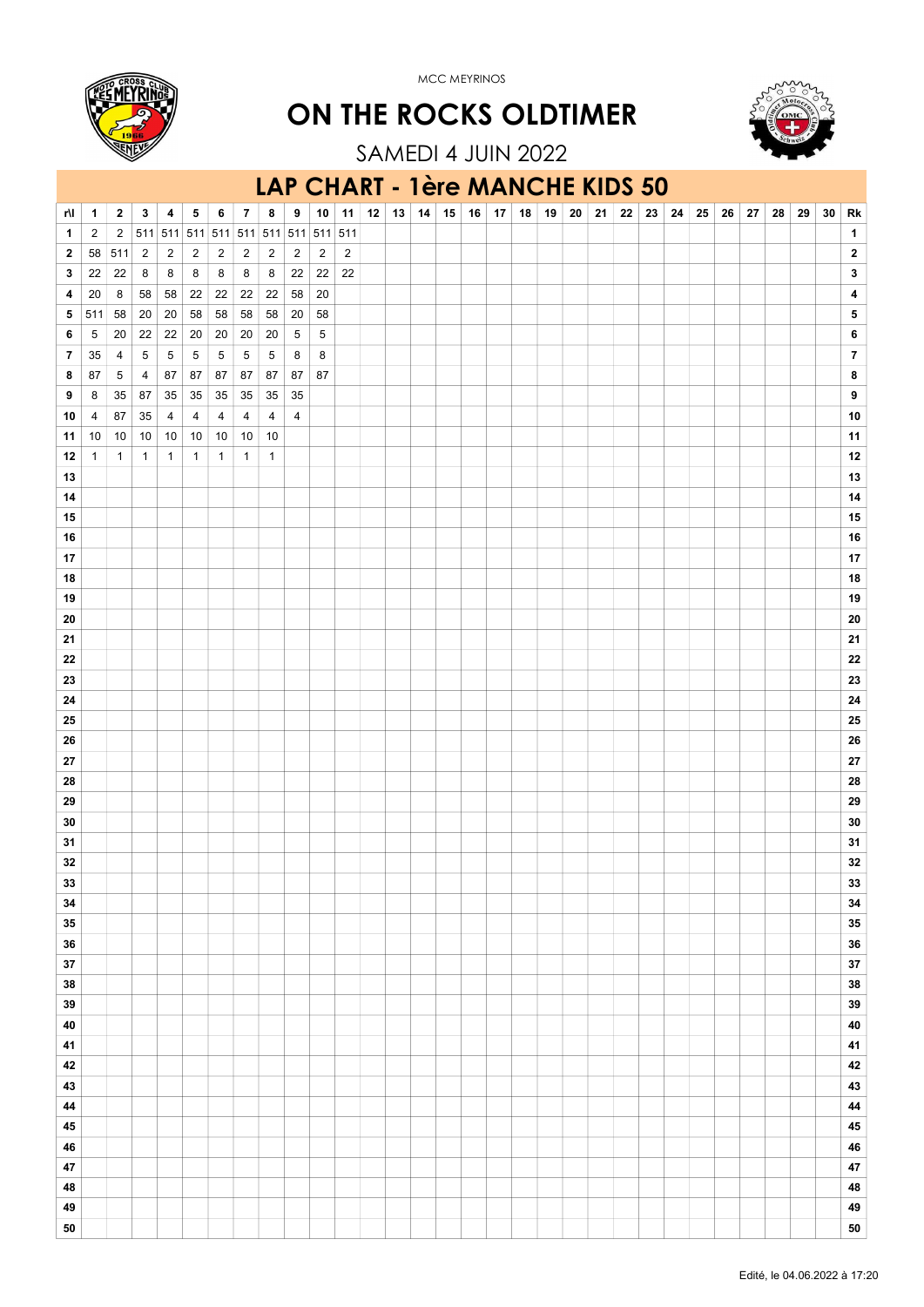MCC MEYRINOS

# ON THE ROCKS OLDTIMER

SAMEDI 4 JUIN 2022

## LAP CHART - 1ère MANCHE KIDS 50

| r\l | 1 | 2 | 3 | 4 | 5 | 6 | 7 | 8 | 9 | 10 | 11 | 12 | 13 | 14 | 15 | 16 | 17 | 18 | 19 | 20 | 21 | 22 | 23 | 24 | 25 | 26 | 27 | 28 | 29 | 30 | Rk |
|---|---|---|---|---|---|---|---|---|---|---|---|---|---|---|---|---|---|---|---|---|---|---|---|---|---|---|---|---|---|---|---|
| 1 | 2 | 2 | 511 | 511 | 511 | 511 | 511 | 511 | 511 | 511 | 511 | | | | | | | | | | | | | | | | | | | | 1 |
| 2 | 58 | 511 | 2 | 2 | 2 | 2 | 2 | 2 | 2 | 2 | 2 | | | | | | | | | | | | | | | | | | | | 2 |
| 3 | 22 | 22 | 8 | 8 | 8 | 8 | 8 | 8 | 22 | 22 | 22 | | | | | | | | | | | | | | | | | | | | 3 |
| 4 | 20 | 8 | 58 | 58 | 22 | 22 | 22 | 22 | 58 | 20 | | | | | | | | | | | | | | | | | | | | | 4 |
| 5 | 511 | 58 | 20 | 20 | 58 | 58 | 58 | 58 | 20 | 58 | | | | | | | | | | | | | | | | | | | | | 5 |
| 6 | 5 | 20 | 22 | 22 | 20 | 20 | 20 | 20 | 5 | 5 | | | | | | | | | | | | | | | | | | | | | 6 |
| 7 | 35 | 4 | 5 | 5 | 5 | 5 | 5 | 5 | 8 | 8 | | | | | | | | | | | | | | | | | | | | | 7 |
| 8 | 87 | 5 | 4 | 87 | 87 | 87 | 87 | 87 | 87 | 87 | | | | | | | | | | | | | | | | | | | | | 8 |
| 9 | 8 | 35 | 87 | 35 | 35 | 35 | 35 | 35 | 35 | | | | | | | | | | | | | | | | | | | | | | 9 |
| 10 | 4 | 87 | 35 | 4 | 4 | 4 | 4 | 4 | 4 | | | | | | | | | | | | | | | | | | | | | | 10 |
| 11 | 10 | 10 | 10 | 10 | 10 | 10 | 10 | 10 | | | | | | | | | | | | | | | | | | | | | | | 11 |
| 12 | 1 | 1 | 1 | 1 | 1 | 1 | 1 | 1 | | | | | | | | | | | | | | | | | | | | | | | 12 |
| 13 | | | | | | | | | | | | | | | | | | | | | | | | | | | | | | | 13 |
| 14 | | | | | | | | | | | | | | | | | | | | | | | | | | | | | | | 14 |
| 15 | | | | | | | | | | | | | | | | | | | | | | | | | | | | | | | 15 |
| 16 | | | | | | | | | | | | | | | | | | | | | | | | | | | | | | | 16 |
| 17 | | | | | | | | | | | | | | | | | | | | | | | | | | | | | | | 17 |
| 18 | | | | | | | | | | | | | | | | | | | | | | | | | | | | | | | 18 |
| 19 | | | | | | | | | | | | | | | | | | | | | | | | | | | | | | | 19 |
| 20 | | | | | | | | | | | | | | | | | | | | | | | | | | | | | | | 20 |
| 21 | | | | | | | | | | | | | | | | | | | | | | | | | | | | | | | 21 |
| 22 | | | | | | | | | | | | | | | | | | | | | | | | | | | | | | | 22 |
| 23 | | | | | | | | | | | | | | | | | | | | | | | | | | | | | | | 23 |
| 24 | | | | | | | | | | | | | | | | | | | | | | | | | | | | | | | 24 |
| 25 | | | | | | | | | | | | | | | | | | | | | | | | | | | | | | | 25 |
| 26 | | | | | | | | | | | | | | | | | | | | | | | | | | | | | | | 26 |
| 27 | | | | | | | | | | | | | | | | | | | | | | | | | | | | | | | 27 |
| 28 | | | | | | | | | | | | | | | | | | | | | | | | | | | | | | | 28 |
| 29 | | | | | | | | | | | | | | | | | | | | | | | | | | | | | | | 29 |
| 30 | | | | | | | | | | | | | | | | | | | | | | | | | | | | | | | 30 |
| 31 | | | | | | | | | | | | | | | | | | | | | | | | | | | | | | | 31 |
| 32 | | | | | | | | | | | | | | | | | | | | | | | | | | | | | | | 32 |
| 33 | | | | | | | | | | | | | | | | | | | | | | | | | | | | | | | 33 |
| 34 | | | | | | | | | | | | | | | | | | | | | | | | | | | | | | | 34 |
| 35 | | | | | | | | | | | | | | | | | | | | | | | | | | | | | | | 35 |
| 36 | | | | | | | | | | | | | | | | | | | | | | | | | | | | | | | 36 |
| 37 | | | | | | | | | | | | | | | | | | | | | | | | | | | | | | | 37 |
| 38 | | | | | | | | | | | | | | | | | | | | | | | | | | | | | | | 38 |
| 39 | | | | | | | | | | | | | | | | | | | | | | | | | | | | | | | 39 |
| 40 | | | | | | | | | | | | | | | | | | | | | | | | | | | | | | | 40 |
| 41 | | | | | | | | | | | | | | | | | | | | | | | | | | | | | | | 41 |
| 42 | | | | | | | | | | | | | | | | | | | | | | | | | | | | | | | 42 |
| 43 | | | | | | | | | | | | | | | | | | | | | | | | | | | | | | | 43 |
| 44 | | | | | | | | | | | | | | | | | | | | | | | | | | | | | | | 44 |
| 45 | | | | | | | | | | | | | | | | | | | | | | | | | | | | | | | 45 |
| 46 | | | | | | | | | | | | | | | | | | | | | | | | | | | | | | | 46 |
| 47 | | | | | | | | | | | | | | | | | | | | | | | | | | | | | | | 47 |
| 48 | | | | | | | | | | | | | | | | | | | | | | | | | | | | | | | 48 |
| 49 | | | | | | | | | | | | | | | | | | | | | | | | | | | | | | | 49 |
| 50 | | | | | | | | | | | | | | | | | | | | | | | | | | | | | | | 50 |

Edité, le 04.06.2022 à 17:20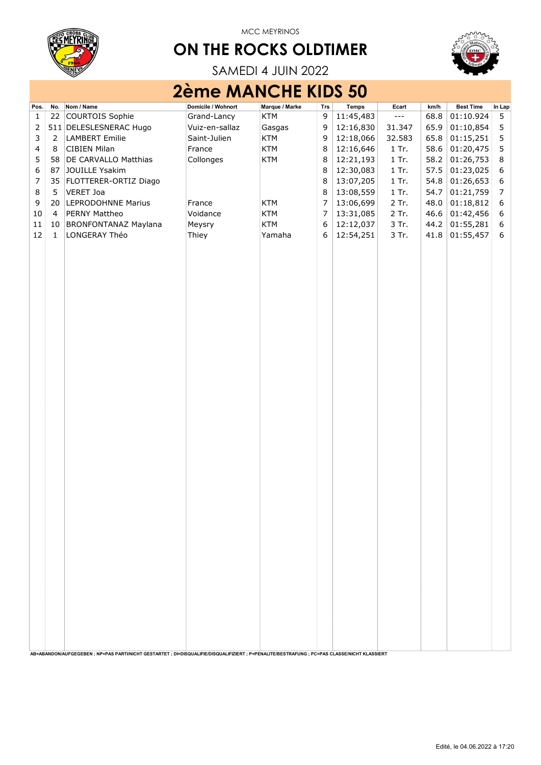MCC MEYRINOS

# ON THE ROCKS OLDTIMER

SAMEDI 4 JUIN 2022

## 2ème MANCHE KIDS 50

| Pos. | No. | Nom / Name | Domicile / Wohnort | Marque / Marke | Trs | Temps | Ecart | km/h | Best Time | In Lap |
|---|---|---|---|---|---|---|---|---|---|---|
| 1 | 22 | COURTOIS Sophie | Grand-Lancy | KTM | 9 | 11:45,483 | --- | 68.8 | 01:10.924 | 5 |
| 2 | 511 | DELESLESNERAC Hugo | Vuiz-en-sallaz | Gasgas | 9 | 12:16,830 | 31.347 | 65.9 | 01:10,854 | 5 |
| 3 | 2 | LAMBERT Emilie | Saint-Julien | KTM | 9 | 12:18,066 | 32.583 | 65.8 | 01:15,251 | 5 |
| 4 | 8 | CIBIEN Milan | France | KTM | 8 | 12:16,646 | 1 Tr. | 58.6 | 01:20,475 | 5 |
| 5 | 58 | DE CARVALLO Matthias | Collonges | KTM | 8 | 12:21,193 | 1 Tr. | 58.2 | 01:26,753 | 8 |
| 6 | 87 | JOUILLE Ysakim | | | 8 | 12:30,083 | 1 Tr. | 57.5 | 01:23,025 | 6 |
| 7 | 35 | FLOTTERER-ORTIZ Diago | | | 8 | 13:07,205 | 1 Tr. | 54.8 | 01:26,653 | 6 |
| 8 | 5 | VERET Joa | | | 8 | 13:08,559 | 1 Tr. | 54.7 | 01:21,759 | 7 |
| 9 | 20 | LEPRODOHNNE Marius | France | KTM | 7 | 13:06,699 | 2 Tr. | 48.0 | 01:18,812 | 6 |
| 10 | 4 | PERNY Mattheo | Voidance | KTM | 7 | 13:31,085 | 2 Tr. | 46.6 | 01:42,456 | 6 |
| 11 | 10 | BRONFONTANAZ Maylana | Meysry | KTM | 6 | 12:12,037 | 3 Tr. | 44.2 | 01:55,281 | 6 |
| 12 | 1 | LONGERAY Théo | Thiey | Yamaha | 6 | 12:54,251 | 3 Tr. | 41.8 | 01:55,457 | 6 |

AB=ABANDON/AUFGEGEBEN ; NP=PAS PARTI/NICHT GESTARTET ; DI=DISQUALIFIE/DISQUALIFIZIERT ; P=PENALITE/BESTRAFUNG ; PC=PAS CLASSE/NICHT KLASSIERT

Edité, le 04.06.2022 à 17:20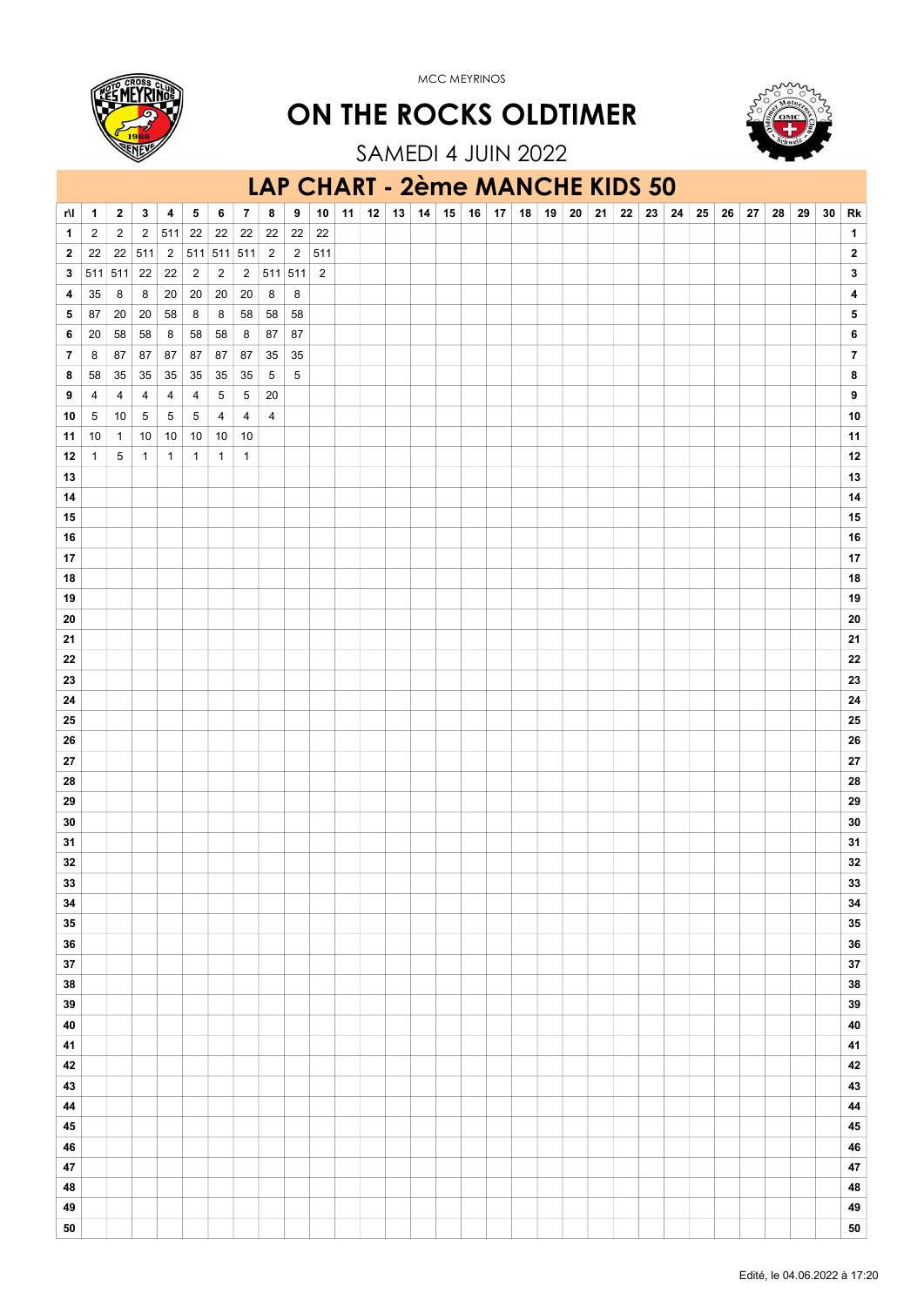MCC MEYRINOS

# ON THE ROCKS OLDTIMER

SAMEDI 4 JUIN 2022

## LAP CHART - 2ème MANCHE KIDS 50

| r\l | 1 | 2 | 3 | 4 | 5 | 6 | 7 | 8 | 9 | 10 | 11 | 12 | 13 | 14 | 15 | 16 | 17 | 18 | 19 | 20 | 21 | 22 | 23 | 24 | 25 | 26 | 27 | 28 | 29 | 30 | Rk |
|---|---|---|---|---|---|---|---|---|---|---|---|---|---|---|---|---|---|---|---|---|---|---|---|---|---|---|---|---|---|---|---|
| 1 | 2 | 2 | 2 | 511 | 22 | 22 | 22 | 22 | 22 | 22 | | | | | | | | | | | | | | | | | | | | | 1 |
| 2 | 22 | 22 | 511 | 2 | 511 | 511 | 511 | 2 | 2 | 511 | | | | | | | | | | | | | | | | | | | | | 2 |
| 3 | 511 | 511 | 22 | 22 | 2 | 2 | 2 | 511 | 511 | 2 | | | | | | | | | | | | | | | | | | | | | 3 |
| 4 | 35 | 8 | 8 | 20 | 20 | 20 | 20 | 8 | 8 | | | | | | | | | | | | | | | | | | | | | | 4 |
| 5 | 87 | 20 | 20 | 58 | 8 | 8 | 58 | 58 | 58 | | | | | | | | | | | | | | | | | | | | | | 5 |
| 6 | 20 | 58 | 58 | 8 | 58 | 58 | 8 | 87 | 87 | | | | | | | | | | | | | | | | | | | | | | 6 |
| 7 | 8 | 87 | 87 | 87 | 87 | 87 | 87 | 35 | 35 | | | | | | | | | | | | | | | | | | | | | | 7 |
| 8 | 58 | 35 | 35 | 35 | 35 | 35 | 35 | 5 | 5 | | | | | | | | | | | | | | | | | | | | | | 8 |
| 9 | 4 | 4 | 4 | 4 | 4 | 5 | 5 | 20 | | | | | | | | | | | | | | | | | | | | | | | 9 |
| 10 | 5 | 10 | 5 | 5 | 5 | 4 | 4 | 4 | | | | | | | | | | | | | | | | | | | | | | | 10 |
| 11 | 10 | 1 | 10 | 10 | 10 | 10 | 10 | | | | | | | | | | | | | | | | | | | | | | | | 11 |
| 12 | 1 | 5 | 1 | 1 | 1 | 1 | 1 | | | | | | | | | | | | | | | | | | | | | | | | 12 |
| 13 | | | | | | | | | | | | | | | | | | | | | | | | | | | | | | | 13 |
| 14 | | | | | | | | | | | | | | | | | | | | | | | | | | | | | | | 14 |
| 15 | | | | | | | | | | | | | | | | | | | | | | | | | | | | | | | 15 |
| 16 | | | | | | | | | | | | | | | | | | | | | | | | | | | | | | | 16 |
| 17 | | | | | | | | | | | | | | | | | | | | | | | | | | | | | | | 17 |
| 18 | | | | | | | | | | | | | | | | | | | | | | | | | | | | | | | 18 |
| 19 | | | | | | | | | | | | | | | | | | | | | | | | | | | | | | | 19 |
| 20 | | | | | | | | | | | | | | | | | | | | | | | | | | | | | | | 20 |
| 21 | | | | | | | | | | | | | | | | | | | | | | | | | | | | | | | 21 |
| 22 | | | | | | | | | | | | | | | | | | | | | | | | | | | | | | | 22 |
| 23 | | | | | | | | | | | | | | | | | | | | | | | | | | | | | | | 23 |
| 24 | | | | | | | | | | | | | | | | | | | | | | | | | | | | | | | 24 |
| 25 | | | | | | | | | | | | | | | | | | | | | | | | | | | | | | | 25 |
| 26 | | | | | | | | | | | | | | | | | | | | | | | | | | | | | | | 26 |
| 27 | | | | | | | | | | | | | | | | | | | | | | | | | | | | | | | 27 |
| 28 | | | | | | | | | | | | | | | | | | | | | | | | | | | | | | | 28 |
| 29 | | | | | | | | | | | | | | | | | | | | | | | | | | | | | | | 29 |
| 30 | | | | | | | | | | | | | | | | | | | | | | | | | | | | | | | 30 |
| 31 | | | | | | | | | | | | | | | | | | | | | | | | | | | | | | | 31 |
| 32 | | | | | | | | | | | | | | | | | | | | | | | | | | | | | | | 32 |
| 33 | | | | | | | | | | | | | | | | | | | | | | | | | | | | | | | 33 |
| 34 | | | | | | | | | | | | | | | | | | | | | | | | | | | | | | | 34 |
| 35 | | | | | | | | | | | | | | | | | | | | | | | | | | | | | | | 35 |
| 36 | | | | | | | | | | | | | | | | | | | | | | | | | | | | | | | 36 |
| 37 | | | | | | | | | | | | | | | | | | | | | | | | | | | | | | | 37 |
| 38 | | | | | | | | | | | | | | | | | | | | | | | | | | | | | | | 38 |
| 39 | | | | | | | | | | | | | | | | | | | | | | | | | | | | | | | 39 |
| 40 | | | | | | | | | | | | | | | | | | | | | | | | | | | | | | | 40 |
| 41 | | | | | | | | | | | | | | | | | | | | | | | | | | | | | | | 41 |
| 42 | | | | | | | | | | | | | | | | | | | | | | | | | | | | | | | 42 |
| 43 | | | | | | | | | | | | | | | | | | | | | | | | | | | | | | | 43 |
| 44 | | | | | | | | | | | | | | | | | | | | | | | | | | | | | | | 44 |
| 45 | | | | | | | | | | | | | | | | | | | | | | | | | | | | | | | 45 |
| 46 | | | | | | | | | | | | | | | | | | | | | | | | | | | | | | | 46 |
| 47 | | | | | | | | | | | | | | | | | | | | | | | | | | | | | | | 47 |
| 48 | | | | | | | | | | | | | | | | | | | | | | | | | | | | | | | 48 |
| 49 | | | | | | | | | | | | | | | | | | | | | | | | | | | | | | | 49 |
| 50 | | | | | | | | | | | | | | | | | | | | | | | | | | | | | | | 50 |

Edité, le 04.06.2022 à 17:20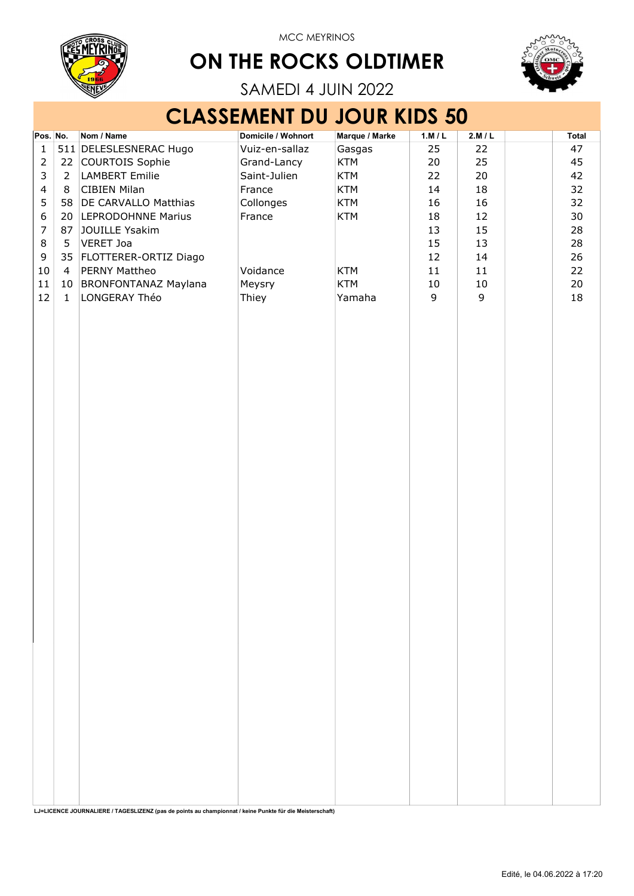MCC MEYRINOS

# ON THE ROCKS OLDTIMER

SAMEDI 4 JUIN 2022

## CLASSEMENT DU JOUR KIDS 50

| Pos. | No. | Nom / Name | Domicile / Wohnort | Marque / Marke | 1.M / L | 2.M / L | | Total |
|---|---|---|---|---|---|---|---|---|
| 1 | 511 | DELESLESNERAC Hugo | Vuiz-en-sallaz | Gasgas | 25 | 22 | | 47 |
| 2 | 22 | COURTOIS Sophie | Grand-Lancy | KTM | 20 | 25 | | 45 |
| 3 | 2 | LAMBERT Emilie | Saint-Julien | KTM | 22 | 20 | | 42 |
| 4 | 8 | CIBIEN Milan | France | KTM | 14 | 18 | | 32 |
| 5 | 58 | DE CARVALLO Matthias | Collonges | KTM | 16 | 16 | | 32 |
| 6 | 20 | LEPRODOHNNE Marius | France | KTM | 18 | 12 | | 30 |
| 7 | 87 | JOUILLE Ysakim | | | 13 | 15 | | 28 |
| 8 | 5 | VERET Joa | | | 15 | 13 | | 28 |
| 9 | 35 | FLOTTERER-ORTIZ Diago | | | 12 | 14 | | 26 |
| 10 | 4 | PERNY Mattheo | Voidance | KTM | 11 | 11 | | 22 |
| 11 | 10 | BRONFONTANAZ Maylana | Meysry | KTM | 10 | 10 | | 20 |
| 12 | 1 | LONGERAY Théo | Thiey | Yamaha | 9 | 9 | | 18 |

LJ=LICENCE JOURNALIERE / TAGESLIZENZ (pas de points au championnat / keine Punkte für die Meisterschaft)

Edité, le 04.06.2022 à 17:20